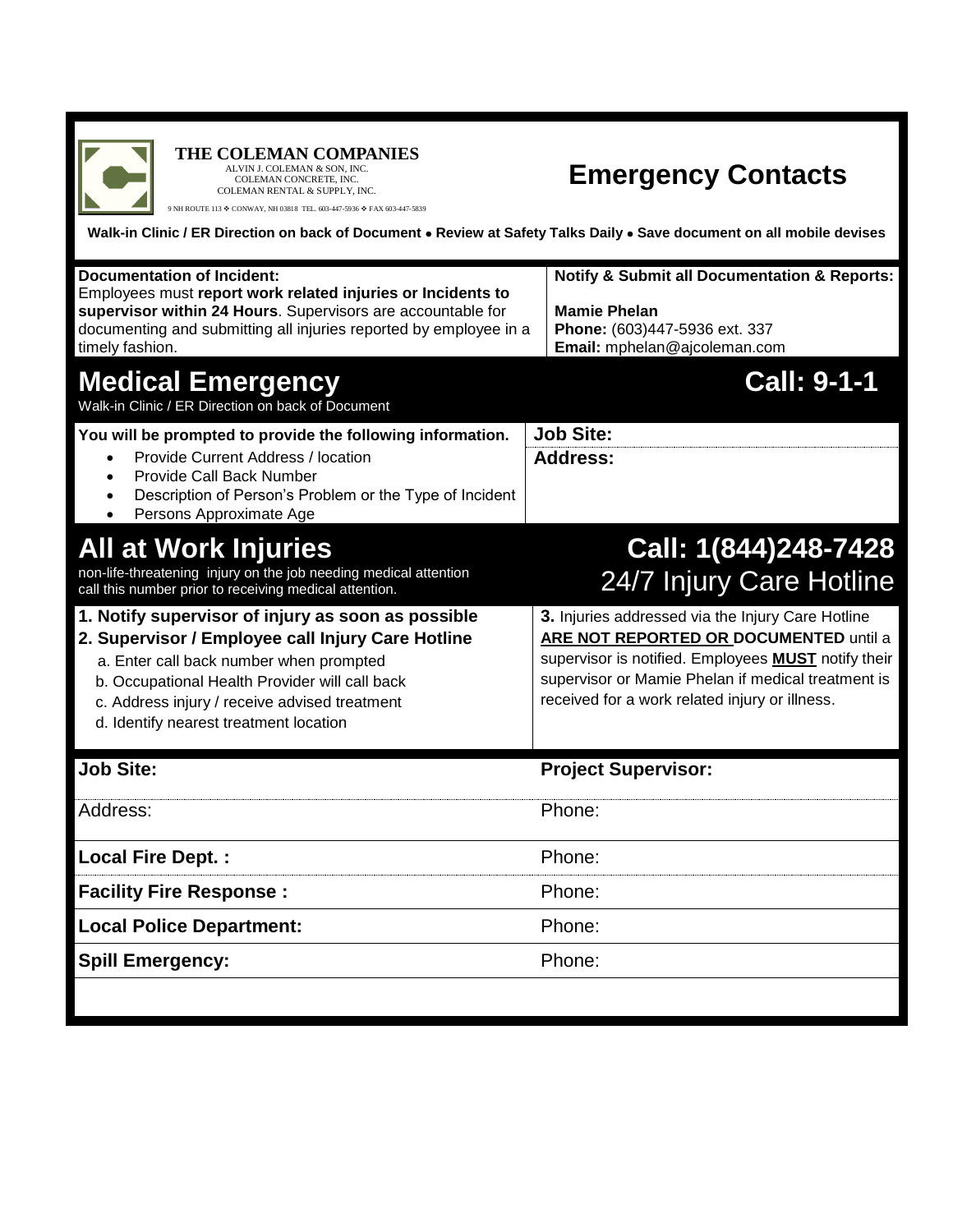**THE COLEMAN COMPANIES**
ALVIN J. COLEMAN & SON, INC.
COLEMAN CONCRETE, INC.
COLEMAN RENTAL & SUPPLY, INC.
9 NH ROUTE 113 ❖ CONWAY, NH 03818 TEL. 603-447-5936 ❖ FAX 603-447-5839

# Emergency Contacts

**Walk-in Clinic / ER Direction on back of Document • Review at Safety Talks Daily • Save document on all mobile devises**

**Documentation of Incident:**
Employees must **report work related injuries or Incidents to supervisor within 24 Hours**. Supervisors are accountable for documenting and submitting all injuries reported by employee in a timely fashion.

**Notify & Submit all Documentation & Reports:**

**Mamie Phelan**
**Phone:** (603)447-5936 ext. 337
**Email:** mphelan@ajcoleman.com

## Medical Emergency — Call: 9-1-1

Walk-in Clinic / ER Direction on back of Document

**You will be prompted to provide the following information.**

- Provide Current Address / location
- Provide Call Back Number
- Description of Person's Problem or the Type of Incident
- Persons Approximate Age

**Job Site:**

**Address:**

## All at Work Injuries — Call: 1(844)248-7428

### 24/7 Injury Care Hotline

non-life-threatening injury on the job needing medical attention call this number prior to receiving medical attention.

**1. Notify supervisor of injury as soon as possible**

**2. Supervisor / Employee call Injury Care Hotline**

a. Enter call back number when prompted
b. Occupational Health Provider will call back
c. Address injury / receive advised treatment
d. Identify nearest treatment location

**3.** Injuries addressed via the Injury Care Hotline **ARE NOT REPORTED OR DOCUMENTED** until a supervisor is notified. Employees **MUST** notify their supervisor or Mamie Phelan if medical treatment is received for a work related injury or illness.

| **Job Site:** | **Project Supervisor:** |
|---|---|
| Address: | Phone: |
| **Local Fire Dept. :** | Phone: |
| **Facility Fire Response :** | Phone: |
| **Local Police Department:** | Phone: |
| **Spill Emergency:** | Phone: |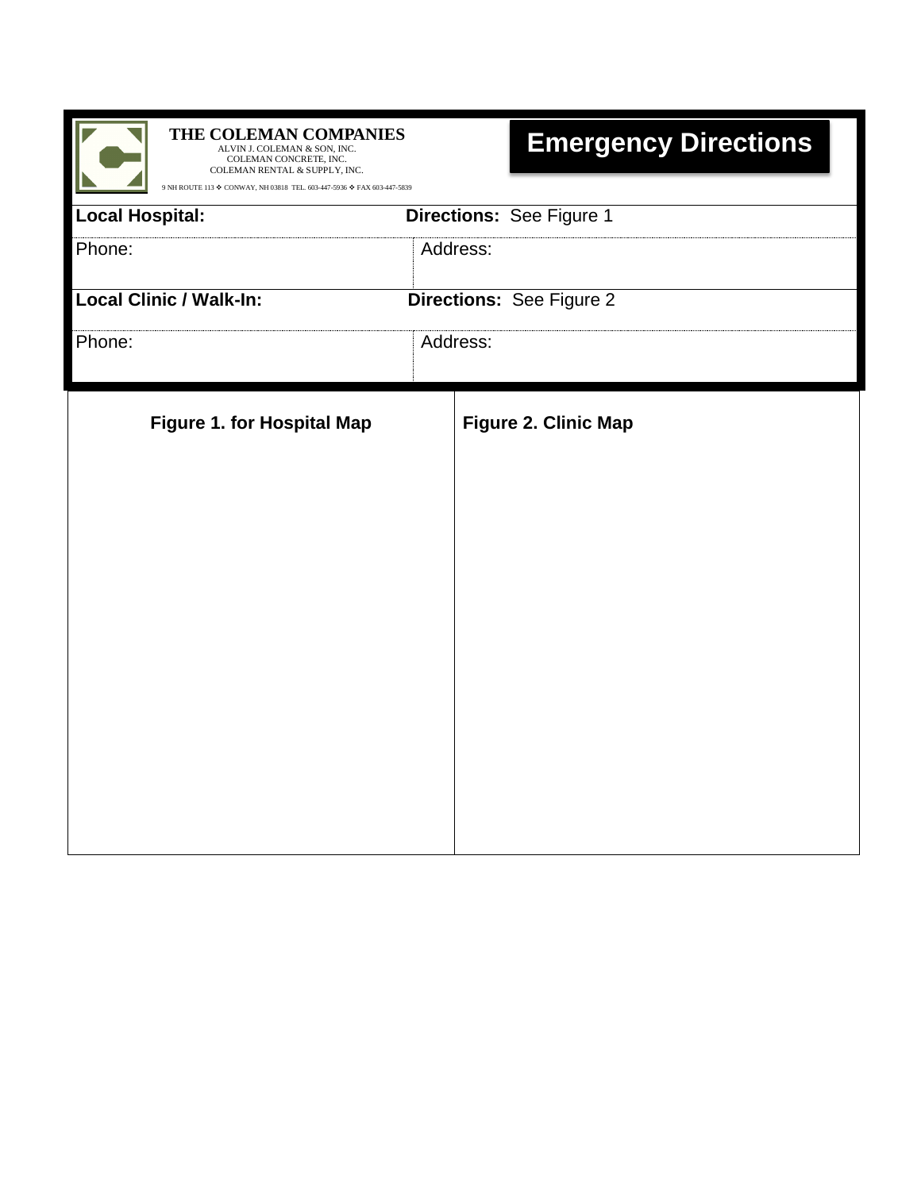**THE COLEMAN COMPANIES**
ALVIN J. COLEMAN & SON, INC.
COLEMAN CONCRETE, INC.
COLEMAN RENTAL & SUPPLY, INC.
9 NH ROUTE 113 ❖ CONWAY, NH 03818 TEL. 603-447-5936 ❖ FAX 603-447-5839

# Emergency Directions

| | |
|---|---|
| **Local Hospital:** | **Directions:** See Figure 1 |
| Phone: | Address: |
| **Local Clinic / Walk-In:** | **Directions:** See Figure 2 |
| Phone: | Address: |

| **Figure 1. for Hospital Map** | **Figure 2. Clinic Map** |
|---|---|
| | |